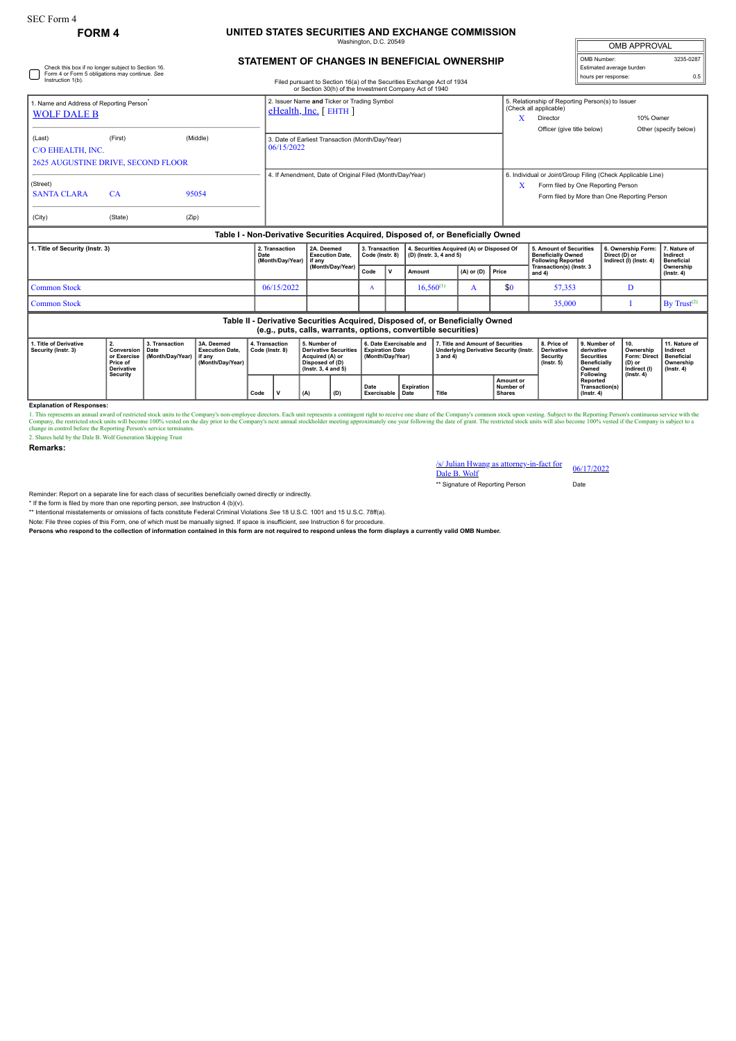SEC Form 4

# FORM 4

## UNITED STATES SECURITIES AND EXCHANGE COMMISSION

Washington, D.C. 20549

## STATEMENT OF CHANGES IN BENEFICIAL OWNERSHIP

Filed pursuant to Section 16(a) of the Securities Exchange Act of 1934 or Section 30(h) of the Investment Company Act of 1940

| OMB APPROVAL | |
|---|---|
| OMB Number: | 3235-0287 |
| Estimated average burden | |
| hours per response: | 0.5 |

☐ Check this box if no longer subject to Section 16. Form 4 or Form 5 obligations may continue. *See* Instruction 1(b).

1. Name and Address of Reporting Person*
WOLF DALE B

(Last) (First) (Middle)
C/O EHEALTH, INC.
2625 AUGUSTINE DRIVE, SECOND FLOOR

(Street)
SANTA CLARA CA 95054

(City) (State) (Zip)

2. Issuer Name **and** Ticker or Trading Symbol
eHealth, Inc. [ EHTH ]

3. Date of Earliest Transaction (Month/Day/Year)
06/15/2022

4. If Amendment, Date of Original Filed (Month/Day/Year)

5. Relationship of Reporting Person(s) to Issuer (Check all applicable)
X Director
10% Owner
Officer (give title below)
Other (specify below)

6. Individual or Joint/Group Filing (Check Applicable Line)
X Form filed by One Reporting Person
Form filed by More than One Reporting Person

### Table I - Non-Derivative Securities Acquired, Disposed of, or Beneficially Owned

| 1. Title of Security (Instr. 3) | 2. Transaction Date (Month/Day/Year) | 2A. Deemed Execution Date, if any (Month/Day/Year) | 3. Transaction Code (Instr. 8) | | 4. Securities Acquired (A) or Disposed Of (D) (Instr. 3, 4 and 5) | | | 5. Amount of Securities Beneficially Owned Following Reported Transaction(s) (Instr. 3 and 4) | 6. Ownership Form: Direct (D) or Indirect (I) (Instr. 4) | 7. Nature of Indirect Beneficial Ownership (Instr. 4) |
|---|---|---|---|---|---|---|---|---|---|---|
| | | | Code | V | Amount | (A) or (D) | Price | | | |
| Common Stock | 06/15/2022 | | A | | 16,560[1] | A | $0 | 57,353 | D | |
| Common Stock | | | | | | | | 35,000 | I | By Trust[2] |

### Table II - Derivative Securities Acquired, Disposed of, or Beneficially Owned (e.g., puts, calls, warrants, options, convertible securities)

| 1. Title of Derivative Security (Instr. 3) | 2. Conversion or Exercise Price of Derivative Security | 3. Transaction Date (Month/Day/Year) | 3A. Deemed Execution Date, if any (Month/Day/Year) | 4. Transaction Code (Instr. 8) | | 5. Number of Derivative Securities Acquired (A) or Disposed of (D) (Instr. 3, 4 and 5) | | 6. Date Exercisable and Expiration Date (Month/Day/Year) | | 7. Title and Amount of Securities Underlying Derivative Security (Instr. 3 and 4) | | 8. Price of Derivative Security (Instr. 5) | 9. Number of derivative Securities Beneficially Owned Following Reported Transaction(s) (Instr. 4) | 10. Ownership Form: Direct (D) or Indirect (I) (Instr. 4) | 11. Nature of Indirect Beneficial Ownership (Instr. 4) |
|---|---|---|---|---|---|---|---|---|---|---|---|---|---|---|---|
| | | | | Code | V | (A) | (D) | Date Exercisable | Expiration Date | Title | Amount or Number of Shares | | | | |

**Explanation of Responses:**

1. This represents an annual award of restricted stock units to the Company's non-employee directors. Each unit represents a contingent right to receive one share of the Company's common stock upon vesting. Subject to the Reporting Person's continuous service with the Company, the restricted stock units will become 100% vested on the day prior to the Company's next annual stockholder meeting approximately one year following the date of grant. The restricted stock units will also become 100% vested if the Company is subject to a change in control before the Reporting Person's service terminates.
2. Shares held by the Dale B. Wolf Generation Skipping Trust

**Remarks:**

/s/ Julian Hwang as attorney-in-fact for Dale B. Wolf — 06/17/2022

** Signature of Reporting Person — Date

Reminder: Report on a separate line for each class of securities beneficially owned directly or indirectly.

\* If the form is filed by more than one reporting person, *see* Instruction 4 (b)(v).

** Intentional misstatements or omissions of facts constitute Federal Criminal Violations *See* 18 U.S.C. 1001 and 15 U.S.C. 78ff(a).

Note: File three copies of this Form, one of which must be manually signed. If space is insufficient, *see* Instruction 6 for procedure.

**Persons who respond to the collection of information contained in this form are not required to respond unless the form displays a currently valid OMB Number.**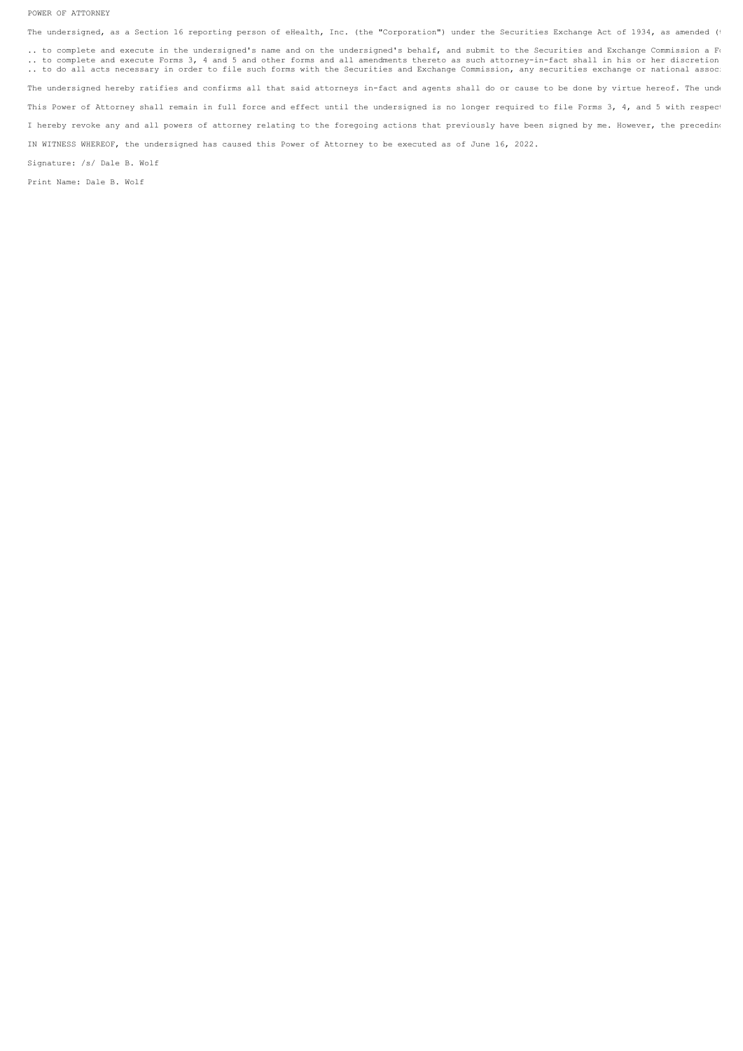POWER OF ATTORNEY

The undersigned, as a Section 16 reporting person of eHealth, Inc. (the "Corporation") under the Securities Exchange Act of 1934, as amended (t

.. to complete and execute in the undersigned's name and on the undersigned's behalf, and submit to the Securities and Exchange Commission a Fo
.. to complete and execute Forms 3, 4 and 5 and other forms and all amendments thereto as such attorney-in-fact shall in his or her discretion
.. to do all acts necessary in order to file such forms with the Securities and Exchange Commission, any securities exchange or national assoc

The undersigned hereby ratifies and confirms all that said attorneys in-fact and agents shall do or cause to be done by virtue hereof. The unde

This Power of Attorney shall remain in full force and effect until the undersigned is no longer required to file Forms 3, 4, and 5 with respect

I hereby revoke any and all powers of attorney relating to the foregoing actions that previously have been signed by me. However, the precedinc

IN WITNESS WHEREOF, the undersigned has caused this Power of Attorney to be executed as of June 16, 2022.

Signature: /s/ Dale B. Wolf

Print Name: Dale B. Wolf